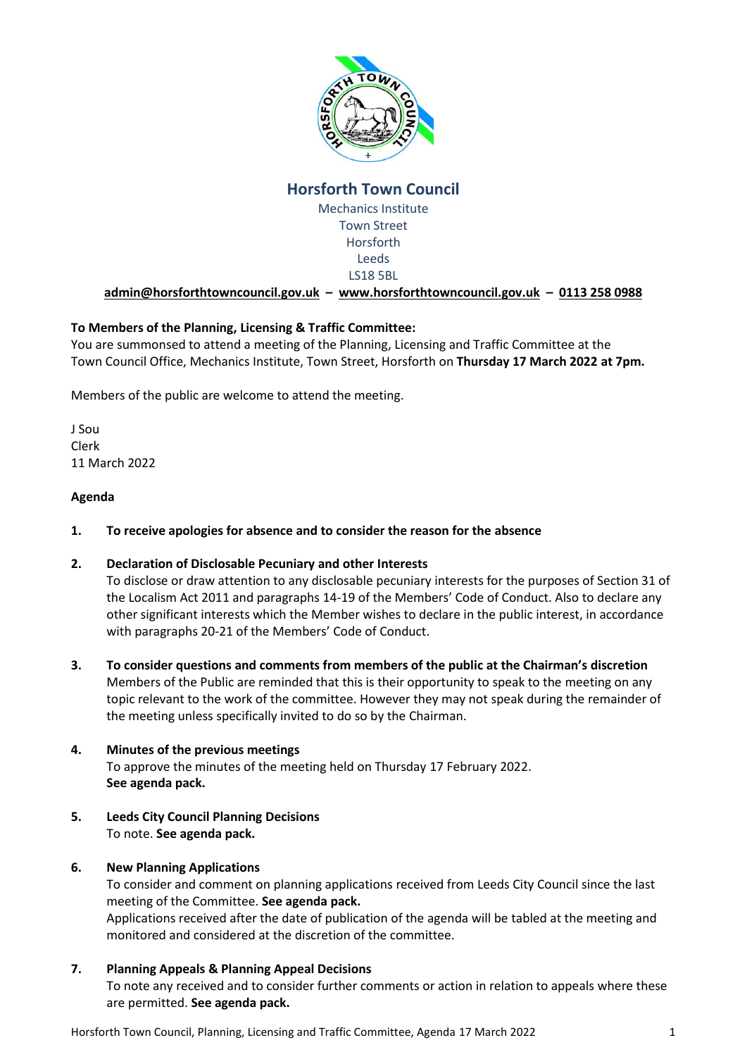# Horsforth Town Council

Mechanics Institute
Town Street
Horsforth
Leeds
LS18 5BL

**admin@horsforthtowncouncil.gov.uk – www.horsforthtowncouncil.gov.uk – 0113 258 0988**

**To Members of the Planning, Licensing & Traffic Committee:**
You are summonsed to attend a meeting of the Planning, Licensing and Traffic Committee at the Town Council Office, Mechanics Institute, Town Street, Horsforth on **Thursday 17 March 2022 at 7pm.**

Members of the public are welcome to attend the meeting.

J Sou
Clerk
11 March 2022

**Agenda**

**1. To receive apologies for absence and to consider the reason for the absence**

**2. Declaration of Disclosable Pecuniary and other Interests**
To disclose or draw attention to any disclosable pecuniary interests for the purposes of Section 31 of the Localism Act 2011 and paragraphs 14-19 of the Members' Code of Conduct. Also to declare any other significant interests which the Member wishes to declare in the public interest, in accordance with paragraphs 20-21 of the Members' Code of Conduct.

**3. To consider questions and comments from members of the public at the Chairman's discretion**
Members of the Public are reminded that this is their opportunity to speak to the meeting on any topic relevant to the work of the committee. However they may not speak during the remainder of the meeting unless specifically invited to do so by the Chairman.

**4. Minutes of the previous meetings**
To approve the minutes of the meeting held on Thursday 17 February 2022.
**See agenda pack.**

**5. Leeds City Council Planning Decisions**
To note. **See agenda pack.**

**6. New Planning Applications**
To consider and comment on planning applications received from Leeds City Council since the last meeting of the Committee. **See agenda pack.**
Applications received after the date of publication of the agenda will be tabled at the meeting and monitored and considered at the discretion of the committee.

**7. Planning Appeals & Planning Appeal Decisions**
To note any received and to consider further comments or action in relation to appeals where these are permitted. **See agenda pack.**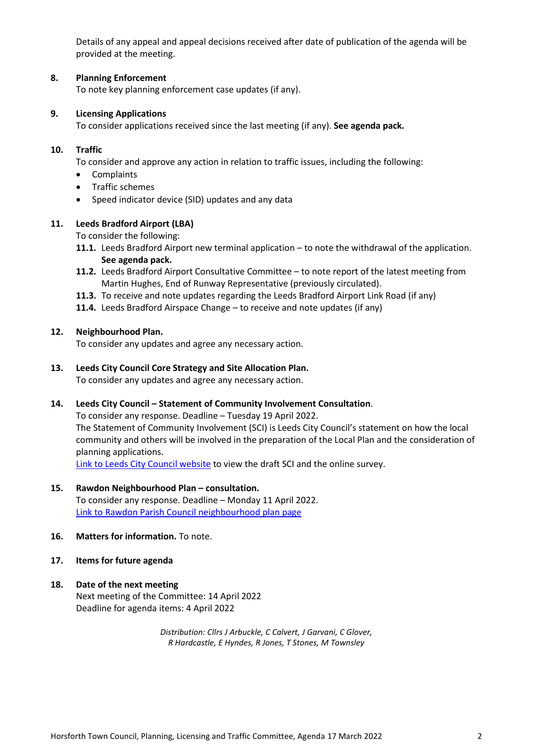Details of any appeal and appeal decisions received after date of publication of the agenda will be provided at the meeting.

**8. Planning Enforcement**

To note key planning enforcement case updates (if any).

**9. Licensing Applications**

To consider applications received since the last meeting (if any). **See agenda pack.**

**10. Traffic**

To consider and approve any action in relation to traffic issues, including the following:

- Complaints
- Traffic schemes
- Speed indicator device (SID) updates and any data

**11. Leeds Bradford Airport (LBA)**

To consider the following:

**11.1.** Leeds Bradford Airport new terminal application – to note the withdrawal of the application. **See agenda pack.**

**11.2.** Leeds Bradford Airport Consultative Committee – to note report of the latest meeting from Martin Hughes, End of Runway Representative (previously circulated).

**11.3.** To receive and note updates regarding the Leeds Bradford Airport Link Road (if any)

**11.4.** Leeds Bradford Airspace Change – to receive and note updates (if any)

**12. Neighbourhood Plan.**

To consider any updates and agree any necessary action.

**13. Leeds City Council Core Strategy and Site Allocation Plan.**

To consider any updates and agree any necessary action.

**14. Leeds City Council – Statement of Community Involvement Consultation**.

To consider any response. Deadline – Tuesday 19 April 2022.

The Statement of Community Involvement (SCI) is Leeds City Council's statement on how the local community and others will be involved in the preparation of the Local Plan and the consideration of planning applications.

Link to Leeds City Council website to view the draft SCI and the online survey.

**15. Rawdon Neighbourhood Plan – consultation.**

To consider any response. Deadline – Monday 11 April 2022.

Link to Rawdon Parish Council neighbourhood plan page

**16. Matters for information.** To note.

**17. Items for future agenda**

**18. Date of the next meeting**

Next meeting of the Committee: 14 April 2022

Deadline for agenda items: 4 April 2022

*Distribution: Cllrs J Arbuckle, C Calvert, J Garvani, C Glover, R Hardcastle, E Hyndes, R Jones, T Stones, M Townsley*